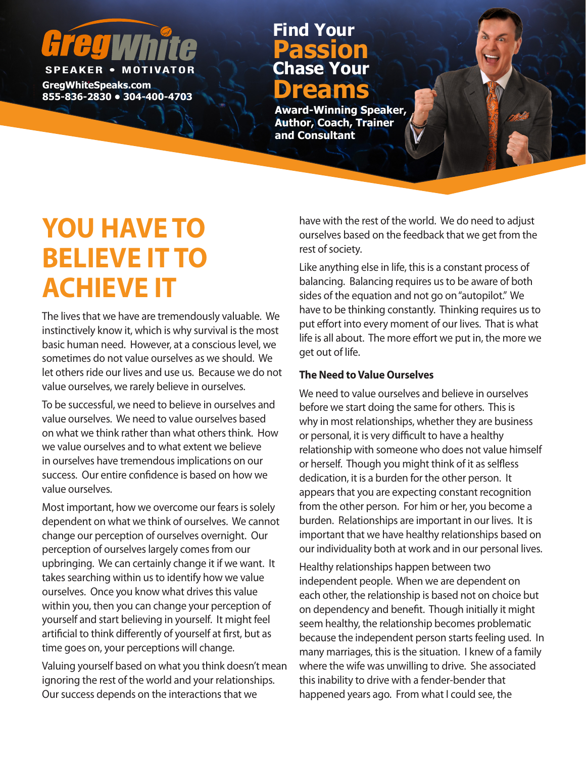**GregWhite**

**SPEAKER • MOTIVATOR**

**GregWhiteSpeaks.com**
**855-836-2830 • 304-400-4703**

**Find Your Passion Chase Your Dreams**

**Award-Winning Speaker, Author, Coach, Trainer and Consultant**

# YOU HAVE TO BELIEVE IT TO ACHIEVE IT

The lives that we have are tremendously valuable. We instinctively know it, which is why survival is the most basic human need. However, at a conscious level, we sometimes do not value ourselves as we should. We let others ride our lives and use us. Because we do not value ourselves, we rarely believe in ourselves.

To be successful, we need to believe in ourselves and value ourselves. We need to value ourselves based on what we think rather than what others think. How we value ourselves and to what extent we believe in ourselves have tremendous implications on our success. Our entire confidence is based on how we value ourselves.

Most important, how we overcome our fears is solely dependent on what we think of ourselves. We cannot change our perception of ourselves overnight. Our perception of ourselves largely comes from our upbringing. We can certainly change it if we want. It takes searching within us to identify how we value ourselves. Once you know what drives this value within you, then you can change your perception of yourself and start believing in yourself. It might feel artificial to think differently of yourself at first, but as time goes on, your perceptions will change.

Valuing yourself based on what you think doesn't mean ignoring the rest of the world and your relationships. Our success depends on the interactions that we have with the rest of the world. We do need to adjust ourselves based on the feedback that we get from the rest of society.

Like anything else in life, this is a constant process of balancing. Balancing requires us to be aware of both sides of the equation and not go on "autopilot." We have to be thinking constantly. Thinking requires us to put effort into every moment of our lives. That is what life is all about. The more effort we put in, the more we get out of life.

### The Need to Value Ourselves

We need to value ourselves and believe in ourselves before we start doing the same for others. This is why in most relationships, whether they are business or personal, it is very difficult to have a healthy relationship with someone who does not value himself or herself. Though you might think of it as selfless dedication, it is a burden for the other person. It appears that you are expecting constant recognition from the other person. For him or her, you become a burden. Relationships are important in our lives. It is important that we have healthy relationships based on our individuality both at work and in our personal lives.

Healthy relationships happen between two independent people. When we are dependent on each other, the relationship is based not on choice but on dependency and benefit. Though initially it might seem healthy, the relationship becomes problematic because the independent person starts feeling used. In many marriages, this is the situation. I knew of a family where the wife was unwilling to drive. She associated this inability to drive with a fender-bender that happened years ago. From what I could see, the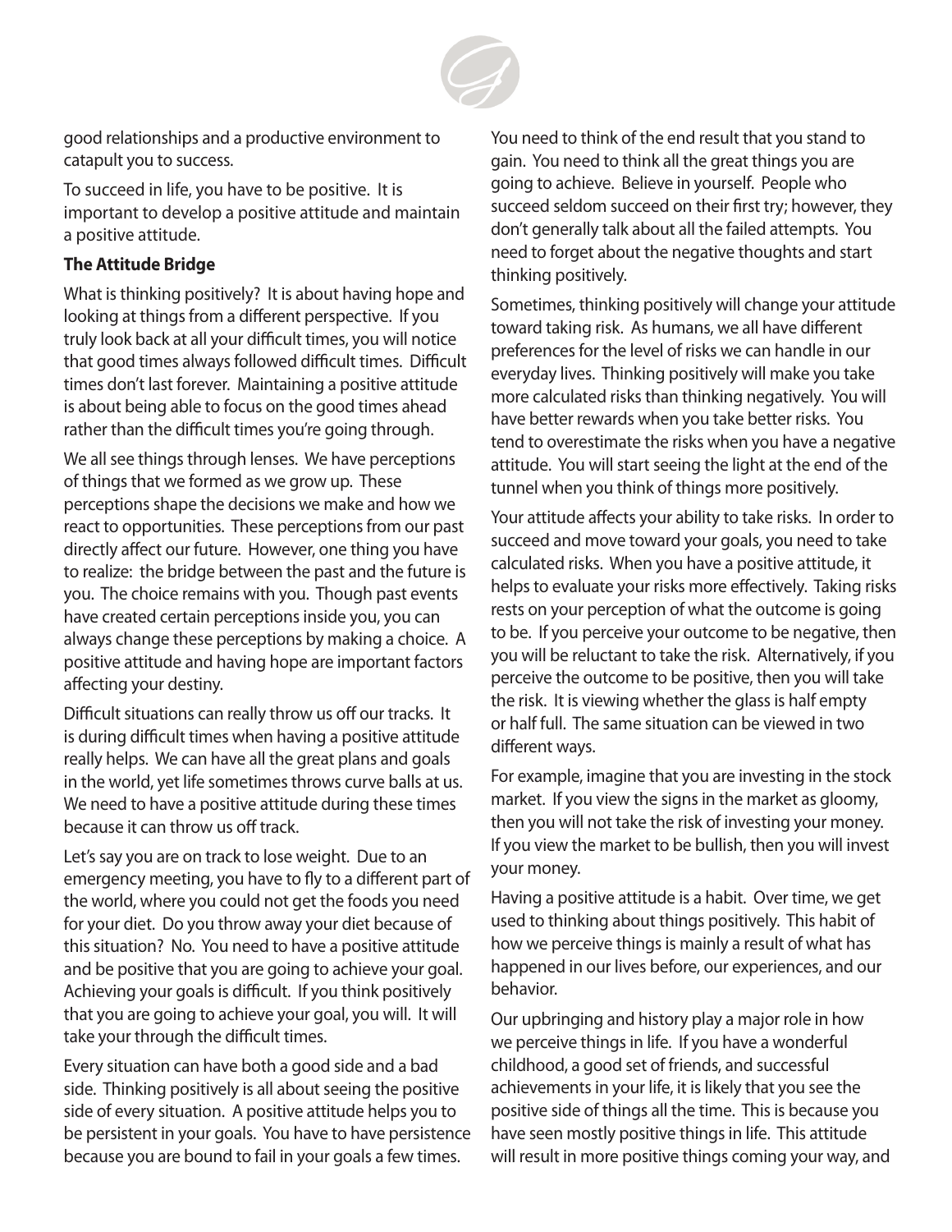good relationships and a productive environment to catapult you to success.

To succeed in life, you have to be positive. It is important to develop a positive attitude and maintain a positive attitude.

**The Attitude Bridge**

What is thinking positively? It is about having hope and looking at things from a different perspective. If you truly look back at all your difficult times, you will notice that good times always followed difficult times. Difficult times don't last forever. Maintaining a positive attitude is about being able to focus on the good times ahead rather than the difficult times you're going through.

We all see things through lenses. We have perceptions of things that we formed as we grow up. These perceptions shape the decisions we make and how we react to opportunities. These perceptions from our past directly affect our future. However, one thing you have to realize: the bridge between the past and the future is you. The choice remains with you. Though past events have created certain perceptions inside you, you can always change these perceptions by making a choice. A positive attitude and having hope are important factors affecting your destiny.

Difficult situations can really throw us off our tracks. It is during difficult times when having a positive attitude really helps. We can have all the great plans and goals in the world, yet life sometimes throws curve balls at us. We need to have a positive attitude during these times because it can throw us off track.

Let's say you are on track to lose weight. Due to an emergency meeting, you have to fly to a different part of the world, where you could not get the foods you need for your diet. Do you throw away your diet because of this situation? No. You need to have a positive attitude and be positive that you are going to achieve your goal. Achieving your goals is difficult. If you think positively that you are going to achieve your goal, you will. It will take your through the difficult times.

Every situation can have both a good side and a bad side. Thinking positively is all about seeing the positive side of every situation. A positive attitude helps you to be persistent in your goals. You have to have persistence because you are bound to fail in your goals a few times.

You need to think of the end result that you stand to gain. You need to think all the great things you are going to achieve. Believe in yourself. People who succeed seldom succeed on their first try; however, they don't generally talk about all the failed attempts. You need to forget about the negative thoughts and start thinking positively.

Sometimes, thinking positively will change your attitude toward taking risk. As humans, we all have different preferences for the level of risks we can handle in our everyday lives. Thinking positively will make you take more calculated risks than thinking negatively. You will have better rewards when you take better risks. You tend to overestimate the risks when you have a negative attitude. You will start seeing the light at the end of the tunnel when you think of things more positively.

Your attitude affects your ability to take risks. In order to succeed and move toward your goals, you need to take calculated risks. When you have a positive attitude, it helps to evaluate your risks more effectively. Taking risks rests on your perception of what the outcome is going to be. If you perceive your outcome to be negative, then you will be reluctant to take the risk. Alternatively, if you perceive the outcome to be positive, then you will take the risk. It is viewing whether the glass is half empty or half full. The same situation can be viewed in two different ways.

For example, imagine that you are investing in the stock market. If you view the signs in the market as gloomy, then you will not take the risk of investing your money. If you view the market to be bullish, then you will invest your money.

Having a positive attitude is a habit. Over time, we get used to thinking about things positively. This habit of how we perceive things is mainly a result of what has happened in our lives before, our experiences, and our behavior.

Our upbringing and history play a major role in how we perceive things in life. If you have a wonderful childhood, a good set of friends, and successful achievements in your life, it is likely that you see the positive side of things all the time. This is because you have seen mostly positive things in life. This attitude will result in more positive things coming your way, and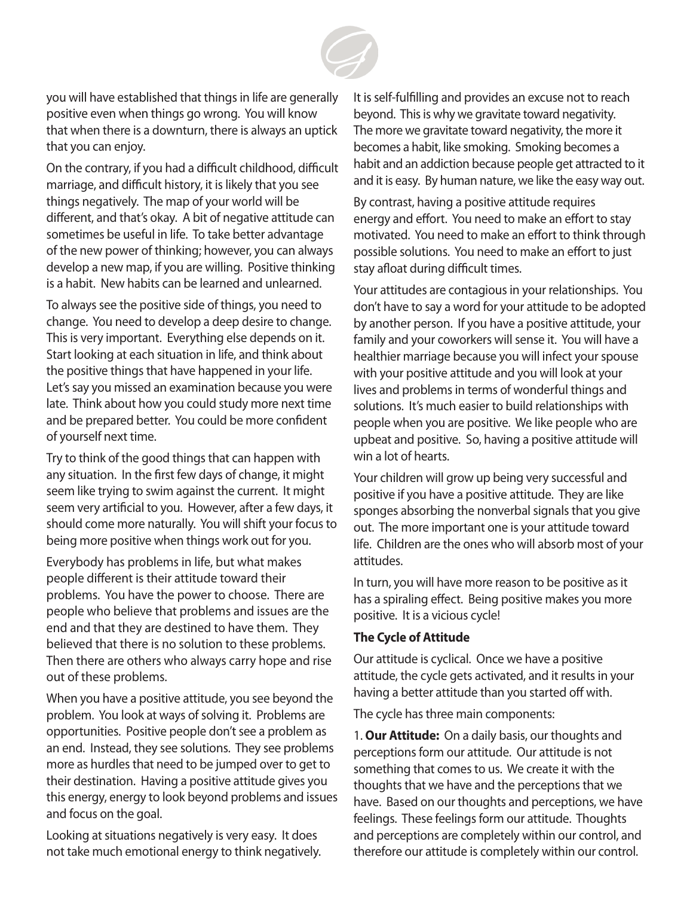you will have established that things in life are generally positive even when things go wrong. You will know that when there is a downturn, there is always an uptick that you can enjoy.

On the contrary, if you had a difficult childhood, difficult marriage, and difficult history, it is likely that you see things negatively. The map of your world will be different, and that's okay. A bit of negative attitude can sometimes be useful in life. To take better advantage of the new power of thinking; however, you can always develop a new map, if you are willing. Positive thinking is a habit. New habits can be learned and unlearned.

To always see the positive side of things, you need to change. You need to develop a deep desire to change. This is very important. Everything else depends on it. Start looking at each situation in life, and think about the positive things that have happened in your life. Let's say you missed an examination because you were late. Think about how you could study more next time and be prepared better. You could be more confident of yourself next time.

Try to think of the good things that can happen with any situation. In the first few days of change, it might seem like trying to swim against the current. It might seem very artificial to you. However, after a few days, it should come more naturally. You will shift your focus to being more positive when things work out for you.

Everybody has problems in life, but what makes people different is their attitude toward their problems. You have the power to choose. There are people who believe that problems and issues are the end and that they are destined to have them. They believed that there is no solution to these problems. Then there are others who always carry hope and rise out of these problems.

When you have a positive attitude, you see beyond the problem. You look at ways of solving it. Problems are opportunities. Positive people don't see a problem as an end. Instead, they see solutions. They see problems more as hurdles that need to be jumped over to get to their destination. Having a positive attitude gives you this energy, energy to look beyond problems and issues and focus on the goal.

Looking at situations negatively is very easy. It does not take much emotional energy to think negatively. It is self-fulfilling and provides an excuse not to reach beyond. This is why we gravitate toward negativity. The more we gravitate toward negativity, the more it becomes a habit, like smoking. Smoking becomes a habit and an addiction because people get attracted to it and it is easy. By human nature, we like the easy way out.

By contrast, having a positive attitude requires energy and effort. You need to make an effort to stay motivated. You need to make an effort to think through possible solutions. You need to make an effort to just stay afloat during difficult times.

Your attitudes are contagious in your relationships. You don't have to say a word for your attitude to be adopted by another person. If you have a positive attitude, your family and your coworkers will sense it. You will have a healthier marriage because you will infect your spouse with your positive attitude and you will look at your lives and problems in terms of wonderful things and solutions. It's much easier to build relationships with people when you are positive. We like people who are upbeat and positive. So, having a positive attitude will win a lot of hearts.

Your children will grow up being very successful and positive if you have a positive attitude. They are like sponges absorbing the nonverbal signals that you give out. The more important one is your attitude toward life. Children are the ones who will absorb most of your attitudes.

In turn, you will have more reason to be positive as it has a spiraling effect. Being positive makes you more positive. It is a vicious cycle!

**The Cycle of Attitude**

Our attitude is cyclical. Once we have a positive attitude, the cycle gets activated, and it results in your having a better attitude than you started off with.

The cycle has three main components:

1. **Our Attitude:** On a daily basis, our thoughts and perceptions form our attitude. Our attitude is not something that comes to us. We create it with the thoughts that we have and the perceptions that we have. Based on our thoughts and perceptions, we have feelings. These feelings form our attitude. Thoughts and perceptions are completely within our control, and therefore our attitude is completely within our control.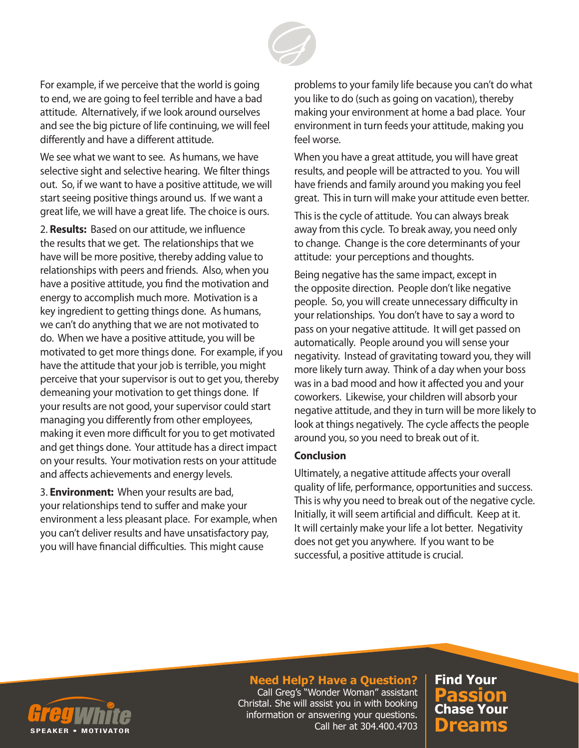For example, if we perceive that the world is going to end, we are going to feel terrible and have a bad attitude. Alternatively, if we look around ourselves and see the big picture of life continuing, we will feel differently and have a different attitude.

We see what we want to see. As humans, we have selective sight and selective hearing. We filter things out. So, if we want to have a positive attitude, we will start seeing positive things around us. If we want a great life, we will have a great life. The choice is ours.

2. **Results:** Based on our attitude, we influence the results that we get. The relationships that we have will be more positive, thereby adding value to relationships with peers and friends. Also, when you have a positive attitude, you find the motivation and energy to accomplish much more. Motivation is a key ingredient to getting things done. As humans, we can't do anything that we are not motivated to do. When we have a positive attitude, you will be motivated to get more things done. For example, if you have the attitude that your job is terrible, you might perceive that your supervisor is out to get you, thereby demeaning your motivation to get things done. If your results are not good, your supervisor could start managing you differently from other employees, making it even more difficult for you to get motivated and get things done. Your attitude has a direct impact on your results. Your motivation rests on your attitude and affects achievements and energy levels.

3. **Environment:** When your results are bad, your relationships tend to suffer and make your environment a less pleasant place. For example, when you can't deliver results and have unsatisfactory pay, you will have financial difficulties. This might cause problems to your family life because you can't do what you like to do (such as going on vacation), thereby making your environment at home a bad place. Your environment in turn feeds your attitude, making you feel worse.

When you have a great attitude, you will have great results, and people will be attracted to you. You will have friends and family around you making you feel great. This in turn will make your attitude even better.

This is the cycle of attitude. You can always break away from this cycle. To break away, you need only to change. Change is the core determinants of your attitude: your perceptions and thoughts.

Being negative has the same impact, except in the opposite direction. People don't like negative people. So, you will create unnecessary difficulty in your relationships. You don't have to say a word to pass on your negative attitude. It will get passed on automatically. People around you will sense your negativity. Instead of gravitating toward you, they will more likely turn away. Think of a day when your boss was in a bad mood and how it affected you and your coworkers. Likewise, your children will absorb your negative attitude, and they in turn will be more likely to look at things negatively. The cycle affects the people around you, so you need to break out of it.

### Conclusion

Ultimately, a negative attitude affects your overall quality of life, performance, opportunities and success. This is why you need to break out of the negative cycle. Initially, it will seem artificial and difficult. Keep at it. It will certainly make your life a lot better. Negativity does not get you anywhere. If you want to be successful, a positive attitude is crucial.

**Need Help? Have a Question?**
Call Greg's "Wonder Woman" assistant Christal. She will assist you in with booking information or answering your questions. Call her at 304.400.4703

GregWhite
SPEAKER • MOTIVATOR

**Find Your Passion Chase Your Dreams**